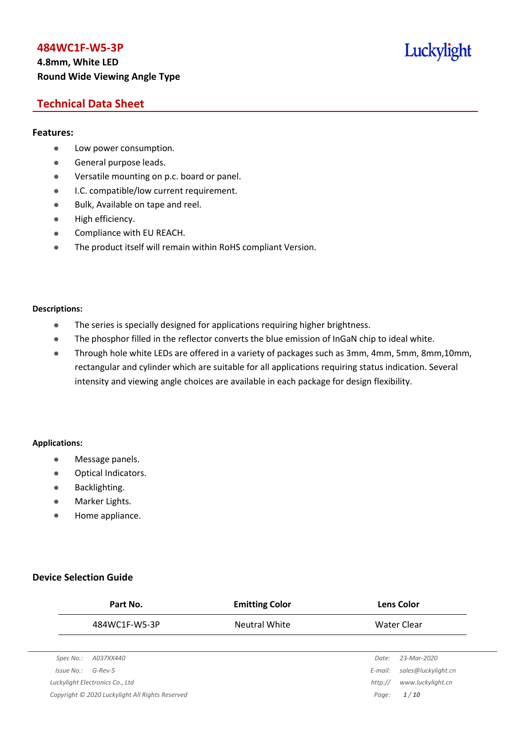# 484WC1F-W5-3P

**4.8mm, White LED**

**Round Wide Viewing Angle Type**

Luckylight

## Technical Data Sheet

### Features:

- Low power consumption.
- General purpose leads.
- Versatile mounting on p.c. board or panel.
- I.C. compatible/low current requirement.
- Bulk, Available on tape and reel.
- High efficiency.
- Compliance with EU REACH.
- The product itself will remain within RoHS compliant Version.

### Descriptions:

- The series is specially designed for applications requiring higher brightness.
- The phosphor filled in the reflector converts the blue emission of InGaN chip to ideal white.
- Through hole white LEDs are offered in a variety of packages such as 3mm, 4mm, 5mm, 8mm,10mm, rectangular and cylinder which are suitable for all applications requiring status indication. Several intensity and viewing angle choices are available in each package for design flexibility.

### Applications:

- Message panels.
- Optical Indicators.
- Backlighting.
- Marker Lights.
- Home appliance.

### Device Selection Guide

| Part No. | Emitting Color | Lens Color |
|---|---|---|
| 484WC1F-W5-3P | Neutral White | Water Clear |

*Spec No.: A037XX440*
*Issue No.: G-Rev-5*
*Luckylight Electronics Co., Ltd*
*Copyright © 2020 Luckylight All Rights Reserved*
*Date: 23-Mar-2020*
*E-mail: sales@luckylight.cn*
*http:// www.luckylight.cn*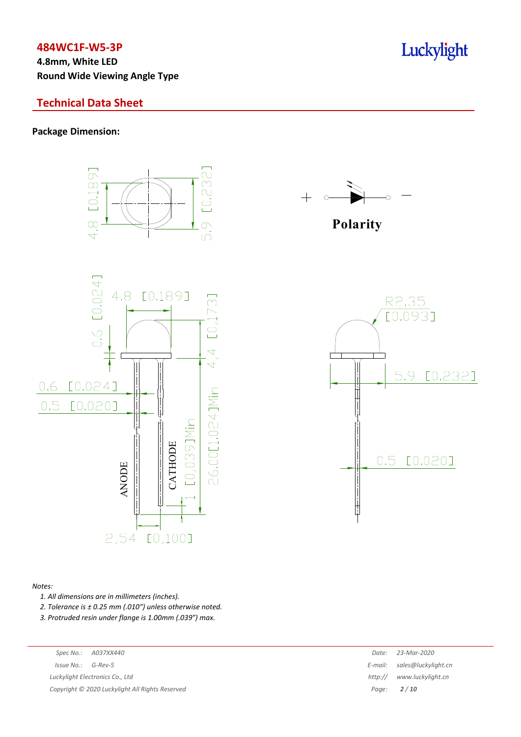**484WC1F-W5-3P**

**4.8mm, White LED**

**Round Wide Viewing Angle Type**

## Technical Data Sheet

### Package Dimension:

*Notes:*

1. *All dimensions are in millimeters (inches).*
2. *Tolerance is ± 0.25 mm (.010") unless otherwise noted.*
3. *Protruded resin under flange is 1.00mm (.039") max.*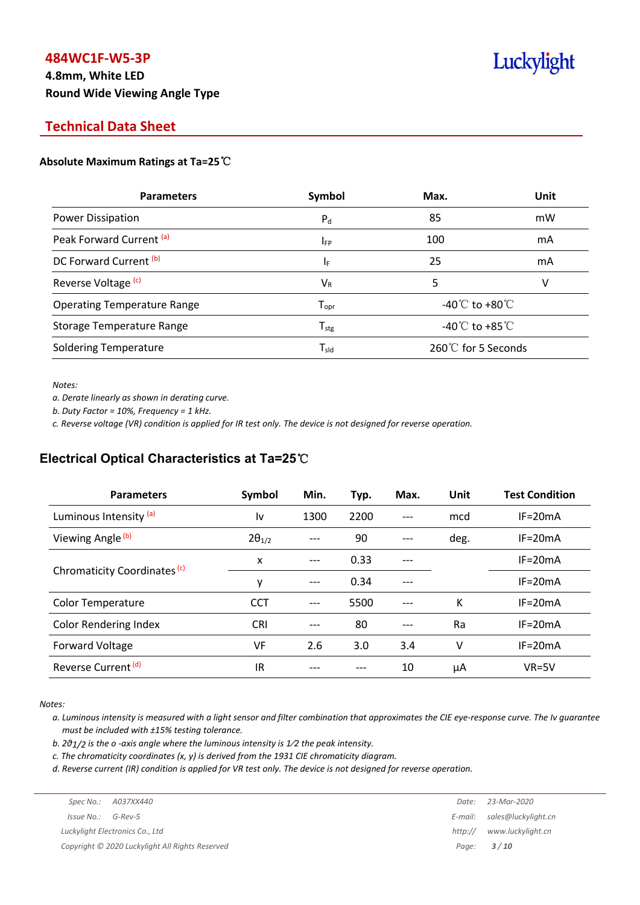# 484WC1F-W5-3P

**4.8mm, White LED**

**Round Wide Viewing Angle Type**

## Technical Data Sheet

### Absolute Maximum Ratings at Ta=25℃

| Parameters | Symbol | Max. | Unit |
|---|---|---|---|
| Power Dissipation | $P_d$ | 85 | mW |
| Peak Forward Current [a] | $I_{FP}$ | 100 | mA |
| DC Forward Current [b] | $I_F$ | 25 | mA |
| Reverse Voltage [c] | $V_R$ | 5 | V |
| Operating Temperature Range | $T_{opr}$ | -40℃ to +80℃ | |
| Storage Temperature Range | $T_{stg}$ | -40℃ to +85℃ | |
| Soldering Temperature | $T_{sld}$ | 260℃ for 5 Seconds | |

*Notes:*

*a. Derate linearly as shown in derating curve.*

*b. Duty Factor = 10%, Frequency = 1 kHz.*

*c. Reverse voltage (VR) condition is applied for IR test only. The device is not designed for reverse operation.*

### Electrical Optical Characteristics at Ta=25℃

| Parameters | Symbol | Min. | Typ. | Max. | Unit | Test Condition |
|---|---|---|---|---|---|---|
| Luminous Intensity [a] | Iv | 1300 | 2200 | --- | mcd | IF=20mA |
| Viewing Angle [b] | $2\theta_{1/2}$ | --- | 90 | --- | deg. | IF=20mA |
| Chromaticity Coordinates [c] | x | --- | 0.33 | --- | | IF=20mA |
| | y | --- | 0.34 | --- | | IF=20mA |
| Color Temperature | CCT | --- | 5500 | --- | K | IF=20mA |
| Color Rendering Index | CRI | --- | 80 | --- | Ra | IF=20mA |
| Forward Voltage | VF | 2.6 | 3.0 | 3.4 | V | IF=20mA |
| Reverse Current [d] | IR | --- | --- | 10 | μA | VR=5V |

*Notes:*

*a. Luminous intensity is measured with a light sensor and filter combination that approximates the CIE eye-response curve. The Iv guarantee must be included with ±15% testing tolerance.*

*b. $2\theta_{1/2}$ is the o -axis angle where the luminous intensity is 1⁄2 the peak intensity.*

*c. The chromaticity coordinates (x, y) is derived from the 1931 CIE chromaticity diagram.*

*d. Reverse current (IR) condition is applied for VR test only. The device is not designed for reverse operation.*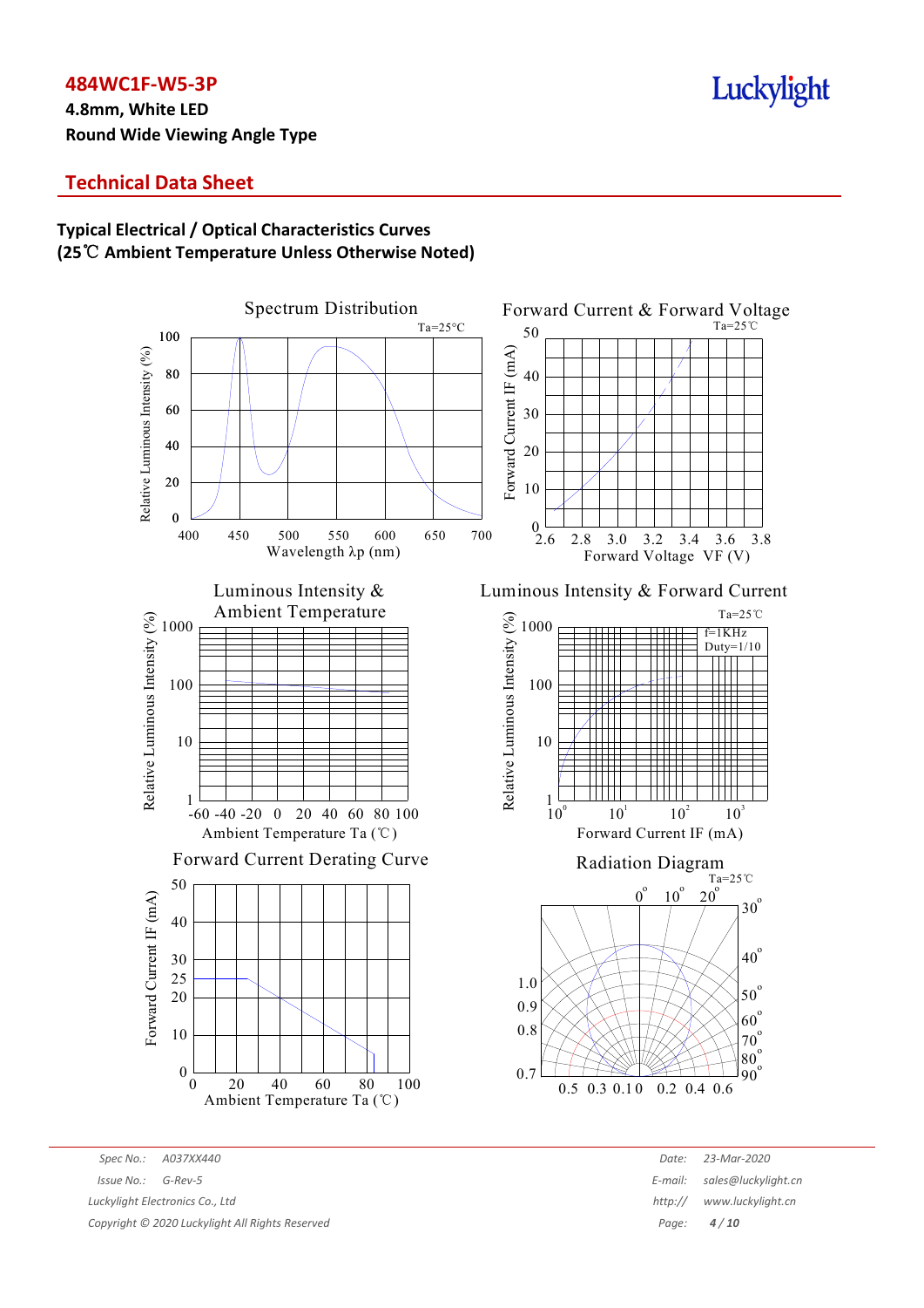**484WC1F-W5-3P**

**4.8mm, White LED**

**Round Wide Viewing Angle Type**

## Technical Data Sheet

### Typical Electrical / Optical Characteristics Curves
### (25℃ Ambient Temperature Unless Otherwise Noted)

Spectrum Distribution

Ta=25°C

Relative Luminous Intensity (%)

Wavelength λp (nm)

Forward Current & Forward Voltage

Ta=25℃

Forward Current IF (mA)

Forward Voltage VF (V)

Luminous Intensity & Ambient Temperature

Relative Luminous Intensity (%)

Ambient Temperature Ta (℃)

Luminous Intensity & Forward Current

Ta=25℃

f=1KHz
Duty=1/10

Relative Luminous Intensity (%)

Forward Current IF (mA)

Forward Current Derating Curve

Forward Current IF (mA)

Ambient Temperature Ta (℃)

Radiation Diagram

Ta=25℃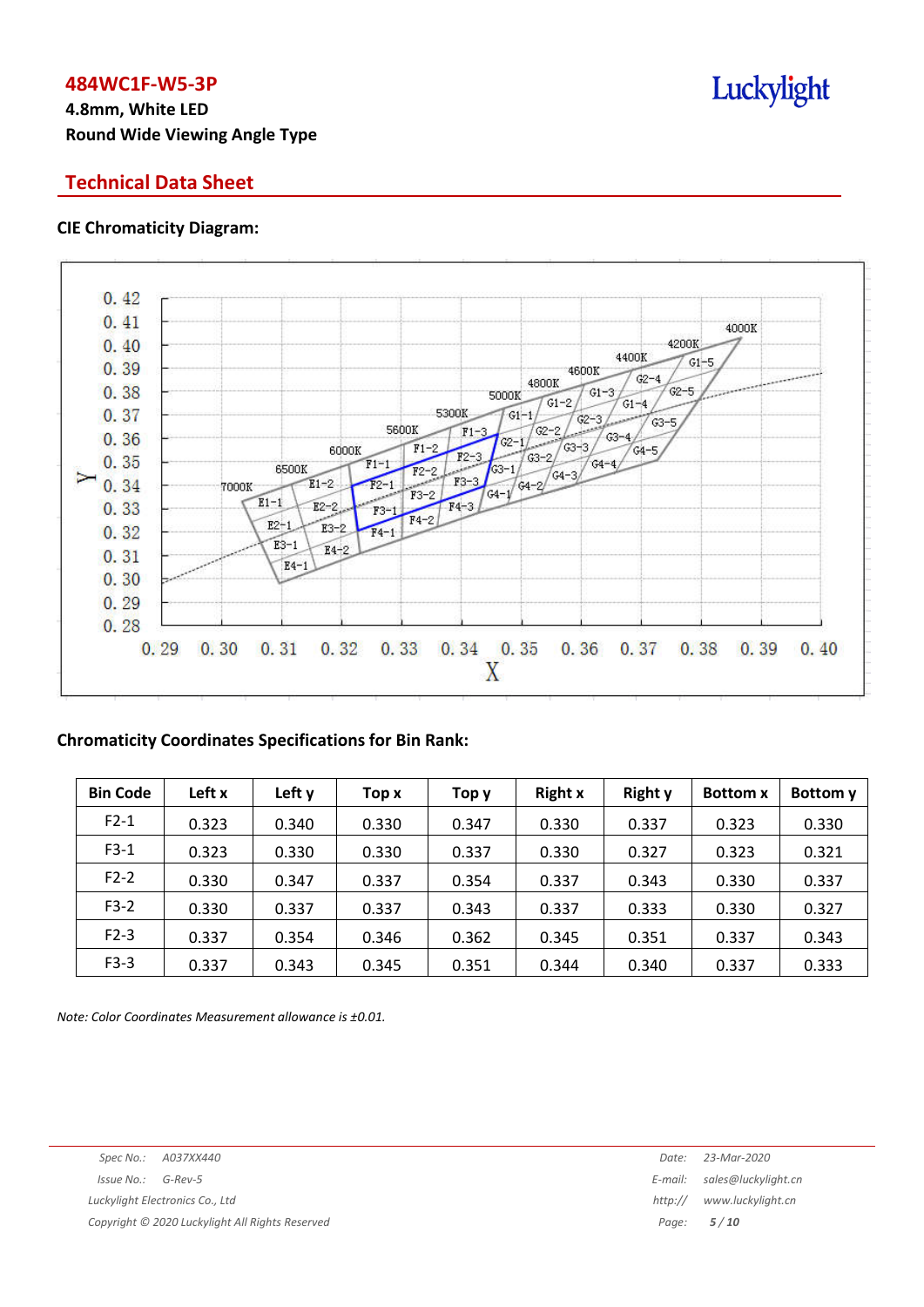## Technical Data Sheet

### CIE Chromaticity Diagram:

### Chromaticity Coordinates Specifications for Bin Rank:

| Bin Code | Left x | Left y | Top x | Top y | Right x | Right y | Bottom x | Bottom y |
|---|---|---|---|---|---|---|---|---|
| F2-1 | 0.323 | 0.340 | 0.330 | 0.347 | 0.330 | 0.337 | 0.323 | 0.330 |
| F3-1 | 0.323 | 0.330 | 0.330 | 0.337 | 0.330 | 0.327 | 0.323 | 0.321 |
| F2-2 | 0.330 | 0.347 | 0.337 | 0.354 | 0.337 | 0.343 | 0.330 | 0.337 |
| F3-2 | 0.330 | 0.337 | 0.337 | 0.343 | 0.337 | 0.333 | 0.330 | 0.327 |
| F2-3 | 0.337 | 0.354 | 0.346 | 0.362 | 0.345 | 0.351 | 0.337 | 0.343 |
| F3-3 | 0.337 | 0.343 | 0.345 | 0.351 | 0.344 | 0.340 | 0.337 | 0.333 |

*Note: Color Coordinates Measurement allowance is ±0.01.*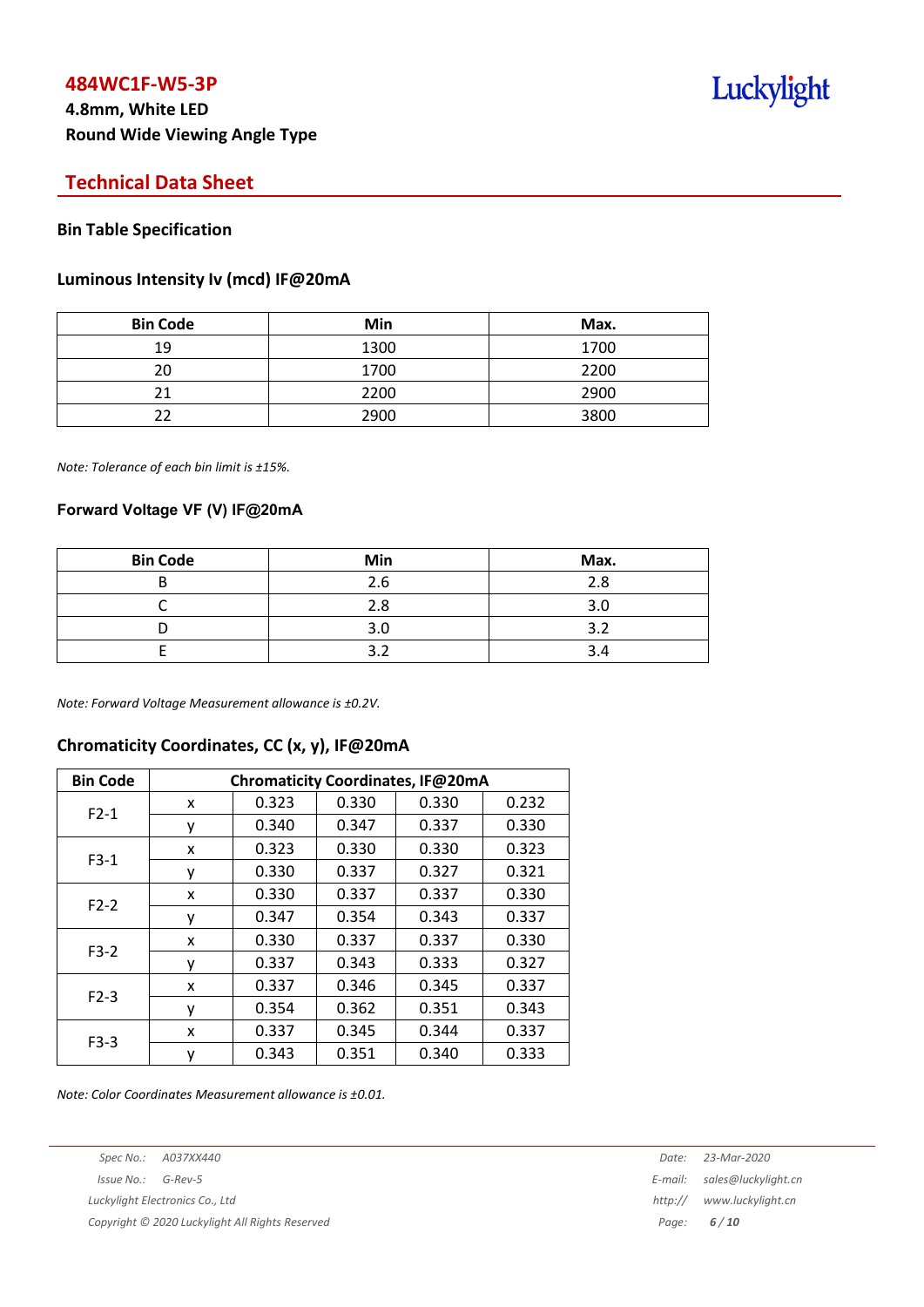# 484WC1F-W5-3P

**4.8mm, White LED**

**Round Wide Viewing Angle Type**

## Technical Data Sheet

### Bin Table Specification

### Luminous Intensity Iv (mcd) IF@20mA

| Bin Code | Min | Max. |
|---|---|---|
| 19 | 1300 | 1700 |
| 20 | 1700 | 2200 |
| 21 | 2200 | 2900 |
| 22 | 2900 | 3800 |

*Note: Tolerance of each bin limit is ±15%.*

### Forward Voltage VF (V) IF@20mA

| Bin Code | Min | Max. |
|---|---|---|
| B | 2.6 | 2.8 |
| C | 2.8 | 3.0 |
| D | 3.0 | 3.2 |
| E | 3.2 | 3.4 |

*Note: Forward Voltage Measurement allowance is ±0.2V.*

### Chromaticity Coordinates, CC (x, y), IF@20mA

| Bin Code | Chromaticity Coordinates, IF@20mA | | | | |
|---|---|---|---|---|---|
| F2-1 | x | 0.323 | 0.330 | 0.330 | 0.232 |
| | y | 0.340 | 0.347 | 0.337 | 0.330 |
| F3-1 | x | 0.323 | 0.330 | 0.330 | 0.323 |
| | y | 0.330 | 0.337 | 0.327 | 0.321 |
| F2-2 | x | 0.330 | 0.337 | 0.337 | 0.330 |
| | y | 0.347 | 0.354 | 0.343 | 0.337 |
| F3-2 | x | 0.330 | 0.337 | 0.337 | 0.330 |
| | y | 0.337 | 0.343 | 0.333 | 0.327 |
| F2-3 | x | 0.337 | 0.346 | 0.345 | 0.337 |
| | y | 0.354 | 0.362 | 0.351 | 0.343 |
| F3-3 | x | 0.337 | 0.345 | 0.344 | 0.337 |
| | y | 0.343 | 0.351 | 0.340 | 0.333 |

*Note: Color Coordinates Measurement allowance is ±0.01.*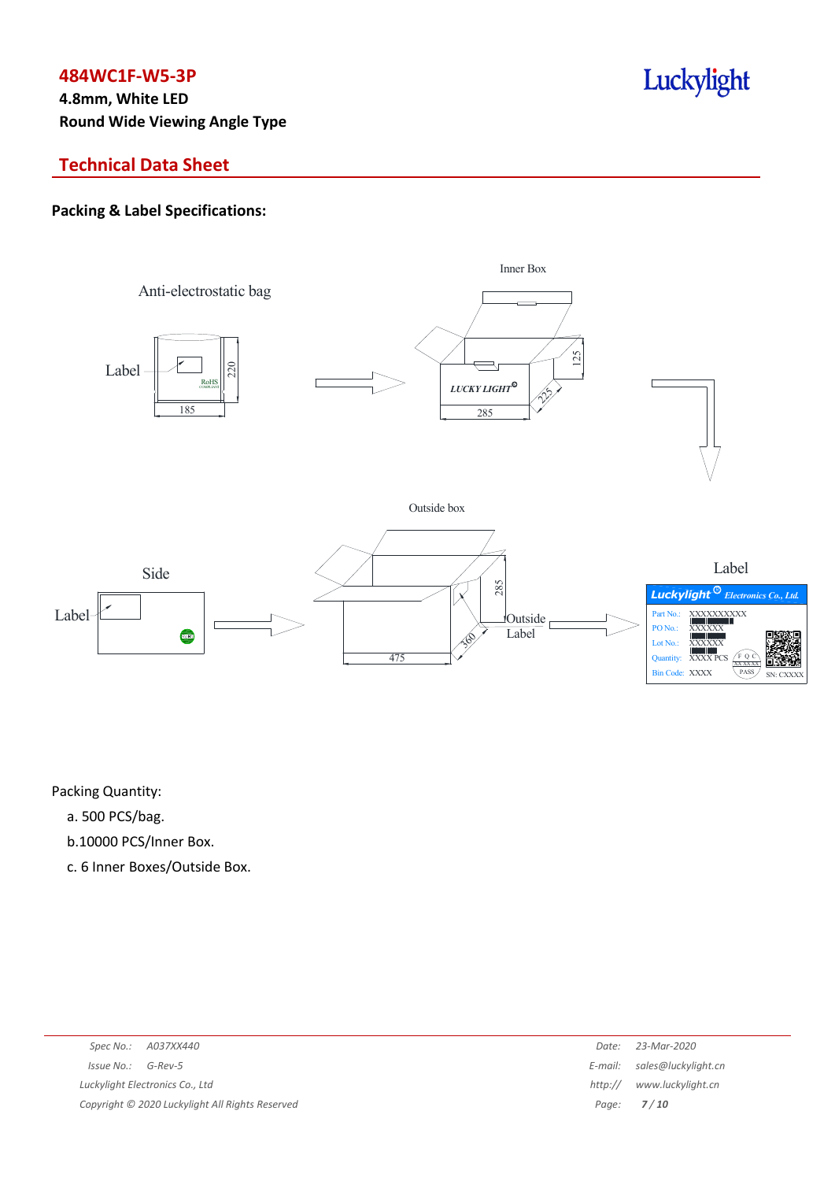## Technical Data Sheet

### Packing & Label Specifications:

Packing Quantity:

a. 500 PCS/bag.

b.10000 PCS/Inner Box.

c. 6 Inner Boxes/Outside Box.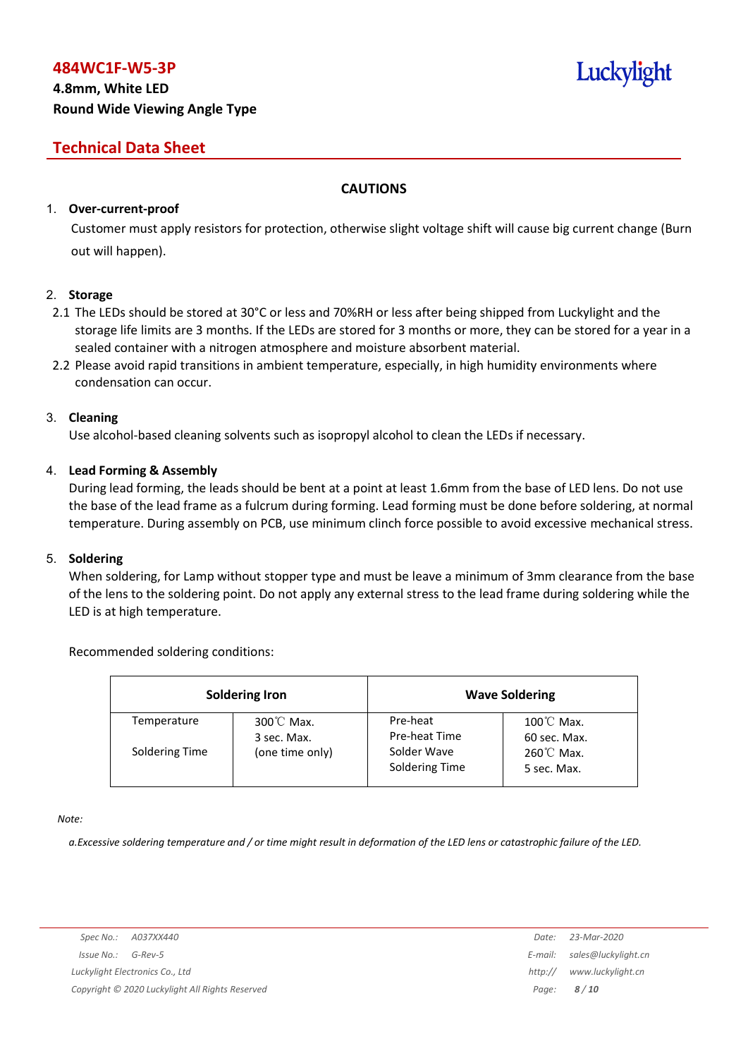## CAUTIONS

1. **Over-current-proof**

   Customer must apply resistors for protection, otherwise slight voltage shift will cause big current change (Burn out will happen).

2. **Storage**

   2.1 The LEDs should be stored at 30°C or less and 70%RH or less after being shipped from Luckylight and the storage life limits are 3 months. If the LEDs are stored for 3 months or more, they can be stored for a year in a sealed container with a nitrogen atmosphere and moisture absorbent material.

   2.2 Please avoid rapid transitions in ambient temperature, especially, in high humidity environments where condensation can occur.

3. **Cleaning**

   Use alcohol-based cleaning solvents such as isopropyl alcohol to clean the LEDs if necessary.

4. **Lead Forming & Assembly**

   During lead forming, the leads should be bent at a point at least 1.6mm from the base of LED lens. Do not use the base of the lead frame as a fulcrum during forming. Lead forming must be done before soldering, at normal temperature. During assembly on PCB, use minimum clinch force possible to avoid excessive mechanical stress.

5. **Soldering**

   When soldering, for Lamp without stopper type and must be leave a minimum of 3mm clearance from the base of the lens to the soldering point. Do not apply any external stress to the lead frame during soldering while the LED is at high temperature.

   Recommended soldering conditions:

| Soldering Iron | | Wave Soldering | |
|---|---|---|---|
| Temperature<br>Soldering Time | 300℃ Max.<br>3 sec. Max.<br>(one time only) | Pre-heat<br>Pre-heat Time<br>Solder Wave<br>Soldering Time | 100℃ Max.<br>60 sec. Max.<br>260℃ Max.<br>5 sec. Max. |

*Note:*

*a.Excessive soldering temperature and / or time might result in deformation of the LED lens or catastrophic failure of the LED.*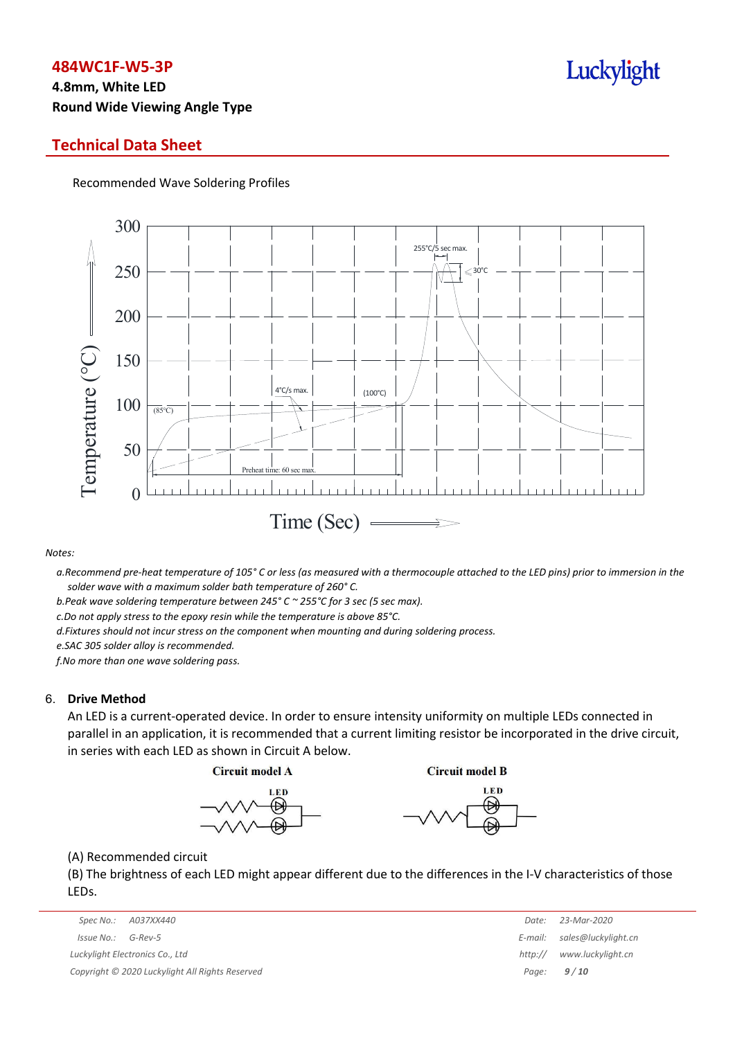## Technical Data Sheet

Recommended Wave Soldering Profiles

*Notes:*

*a.Recommend pre-heat temperature of 105° C or less (as measured with a thermocouple attached to the LED pins) prior to immersion in the solder wave with a maximum solder bath temperature of 260° C.*

*b.Peak wave soldering temperature between 245° C ~ 255°C for 3 sec (5 sec max).*

*c.Do not apply stress to the epoxy resin while the temperature is above 85°C.*

*d.Fixtures should not incur stress on the component when mounting and during soldering process.*

*e.SAC 305 solder alloy is recommended.*

*f.No more than one wave soldering pass.*

### 6. Drive Method

An LED is a current-operated device. In order to ensure intensity uniformity on multiple LEDs connected in parallel in an application, it is recommended that a current limiting resistor be incorporated in the drive circuit, in series with each LED as shown in Circuit A below.

(A) Recommended circuit

(B) The brightness of each LED might appear different due to the differences in the I-V characteristics of those LEDs.

Spec No.: A037XX440
Issue No.: G-Rev-5
Luckylight Electronics Co., Ltd
Copyright © 2020 Luckylight All Rights Reserved
Date: 23-Mar-2020
E-mail: sales@luckylight.cn
http:// www.luckylight.cn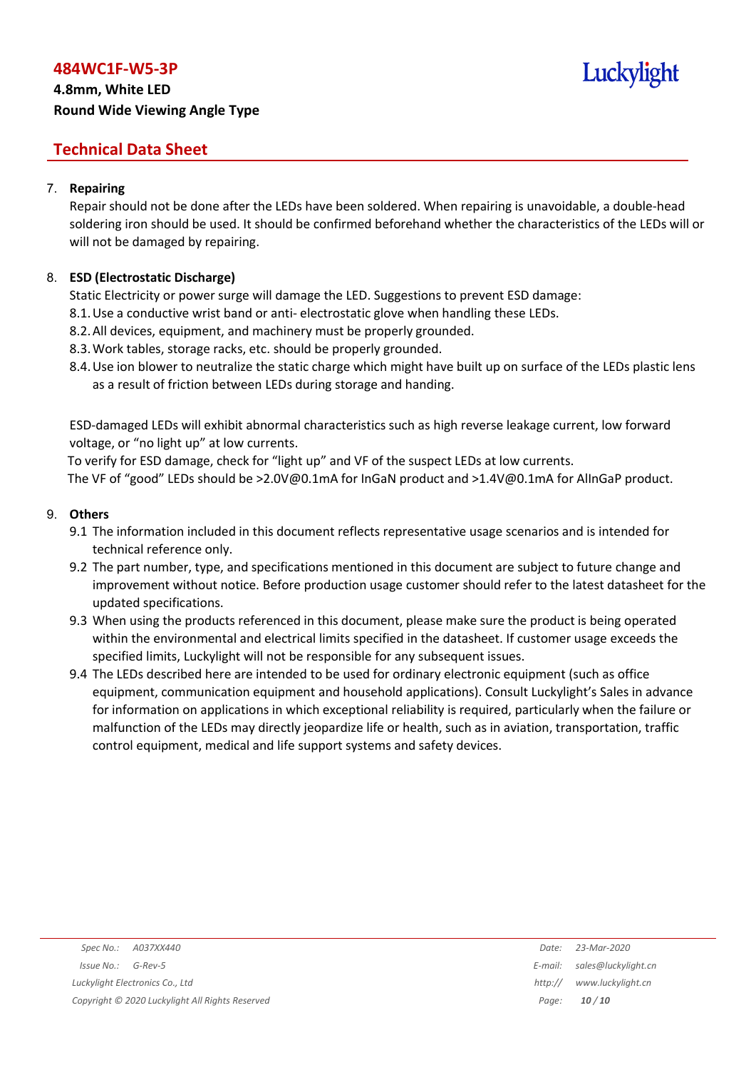7. **Repairing**

   Repair should not be done after the LEDs have been soldered. When repairing is unavoidable, a double-head soldering iron should be used. It should be confirmed beforehand whether the characteristics of the LEDs will or will not be damaged by repairing.

8. **ESD (Electrostatic Discharge)**

   Static Electricity or power surge will damage the LED. Suggestions to prevent ESD damage:

   8.1. Use a conductive wrist band or anti- electrostatic glove when handling these LEDs.

   8.2. All devices, equipment, and machinery must be properly grounded.

   8.3. Work tables, storage racks, etc. should be properly grounded.

   8.4. Use ion blower to neutralize the static charge which might have built up on surface of the LEDs plastic lens as a result of friction between LEDs during storage and handing.

   ESD-damaged LEDs will exhibit abnormal characteristics such as high reverse leakage current, low forward voltage, or "no light up" at low currents.

   To verify for ESD damage, check for "light up" and VF of the suspect LEDs at low currents.

   The VF of "good" LEDs should be >2.0V@0.1mA for InGaN product and >1.4V@0.1mA for AlInGaP product.

9. **Others**

   9.1 The information included in this document reflects representative usage scenarios and is intended for technical reference only.

   9.2 The part number, type, and specifications mentioned in this document are subject to future change and improvement without notice. Before production usage customer should refer to the latest datasheet for the updated specifications.

   9.3 When using the products referenced in this document, please make sure the product is being operated within the environmental and electrical limits specified in the datasheet. If customer usage exceeds the specified limits, Luckylight will not be responsible for any subsequent issues.

   9.4 The LEDs described here are intended to be used for ordinary electronic equipment (such as office equipment, communication equipment and household applications). Consult Luckylight's Sales in advance for information on applications in which exceptional reliability is required, particularly when the failure or malfunction of the LEDs may directly jeopardize life or health, such as in aviation, transportation, traffic control equipment, medical and life support systems and safety devices.